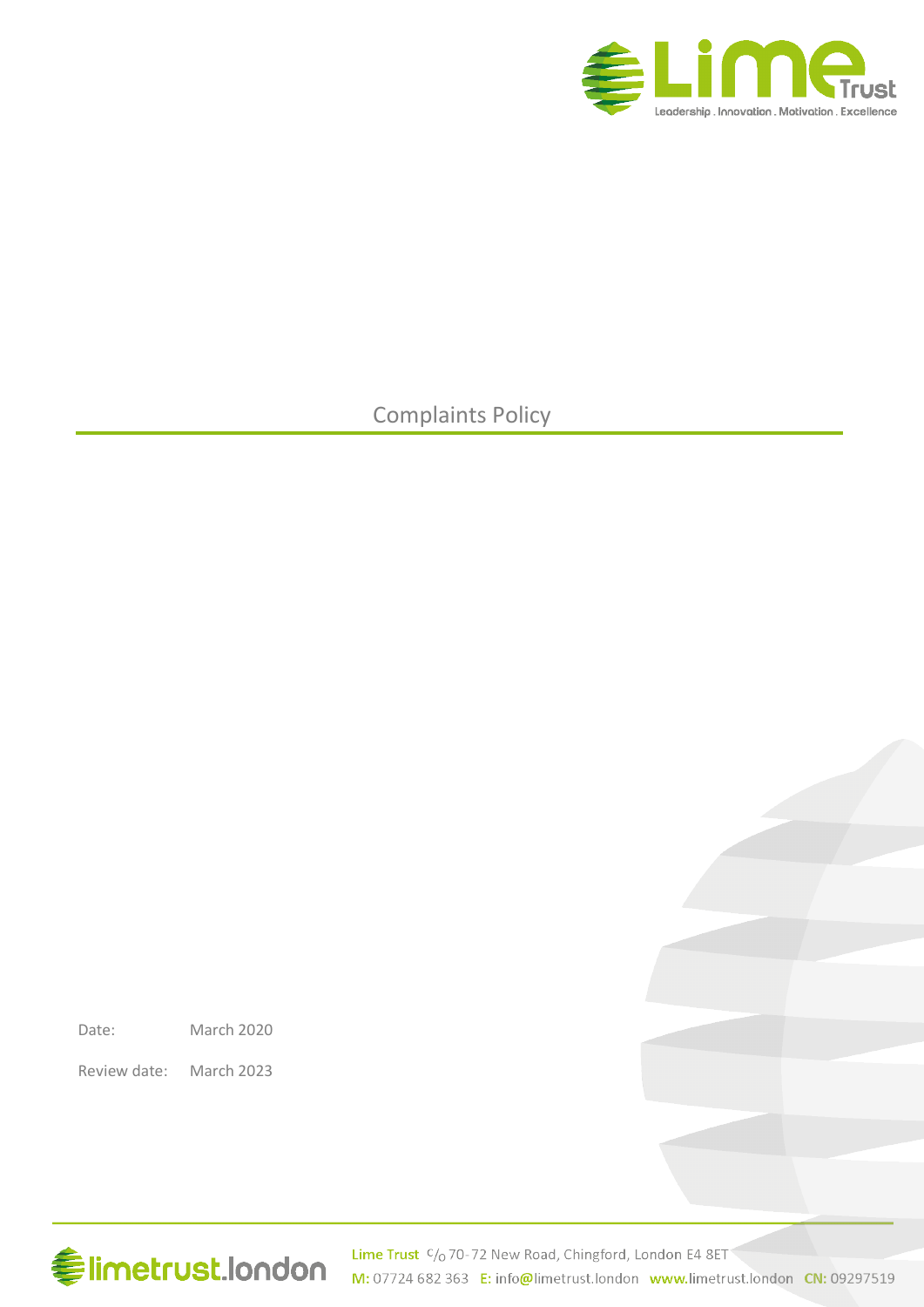# Complaints Policy

Date: March 2020

Review date: March 2023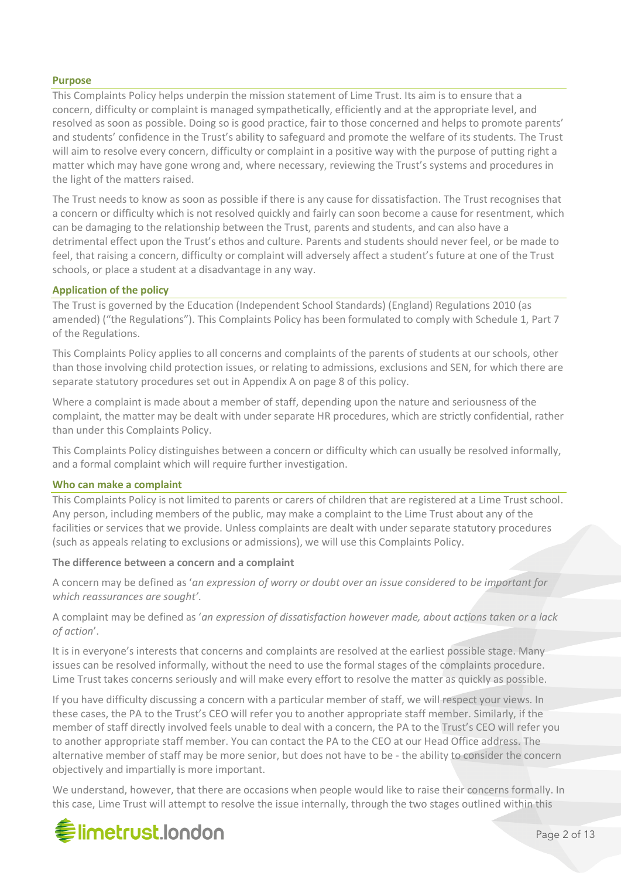## Purpose

This Complaints Policy helps underpin the mission statement of Lime Trust. Its aim is to ensure that a concern, difficulty or complaint is managed sympathetically, efficiently and at the appropriate level, and resolved as soon as possible. Doing so is good practice, fair to those concerned and helps to promote parents' and students' confidence in the Trust's ability to safeguard and promote the welfare of its students. The Trust will aim to resolve every concern, difficulty or complaint in a positive way with the purpose of putting right a matter which may have gone wrong and, where necessary, reviewing the Trust's systems and procedures in the light of the matters raised.

The Trust needs to know as soon as possible if there is any cause for dissatisfaction. The Trust recognises that a concern or difficulty which is not resolved quickly and fairly can soon become a cause for resentment, which can be damaging to the relationship between the Trust, parents and students, and can also have a detrimental effect upon the Trust's ethos and culture. Parents and students should never feel, or be made to feel, that raising a concern, difficulty or complaint will adversely affect a student's future at one of the Trust schools, or place a student at a disadvantage in any way.

## Application of the policy

The Trust is governed by the Education (Independent School Standards) (England) Regulations 2010 (as amended) ("the Regulations"). This Complaints Policy has been formulated to comply with Schedule 1, Part 7 of the Regulations.

This Complaints Policy applies to all concerns and complaints of the parents of students at our schools, other than those involving child protection issues, or relating to admissions, exclusions and SEN, for which there are separate statutory procedures set out in Appendix A on page 8 of this policy.

Where a complaint is made about a member of staff, depending upon the nature and seriousness of the complaint, the matter may be dealt with under separate HR procedures, which are strictly confidential, rather than under this Complaints Policy.

This Complaints Policy distinguishes between a concern or difficulty which can usually be resolved informally, and a formal complaint which will require further investigation.

## Who can make a complaint

This Complaints Policy is not limited to parents or carers of children that are registered at a Lime Trust school. Any person, including members of the public, may make a complaint to the Lime Trust about any of the facilities or services that we provide. Unless complaints are dealt with under separate statutory procedures (such as appeals relating to exclusions or admissions), we will use this Complaints Policy.

### The difference between a concern and a complaint

A concern may be defined as '*an expression of worry or doubt over an issue considered to be important for which reassurances are sought'*.

A complaint may be defined as '*an expression of dissatisfaction however made, about actions taken or a lack of action*'.

It is in everyone's interests that concerns and complaints are resolved at the earliest possible stage. Many issues can be resolved informally, without the need to use the formal stages of the complaints procedure. Lime Trust takes concerns seriously and will make every effort to resolve the matter as quickly as possible.

If you have difficulty discussing a concern with a particular member of staff, we will respect your views. In these cases, the PA to the Trust's CEO will refer you to another appropriate staff member. Similarly, if the member of staff directly involved feels unable to deal with a concern, the PA to the Trust's CEO will refer you to another appropriate staff member. You can contact the PA to the CEO at our Head Office address. The alternative member of staff may be more senior, but does not have to be - the ability to consider the concern objectively and impartially is more important.

We understand, however, that there are occasions when people would like to raise their concerns formally. In this case, Lime Trust will attempt to resolve the issue internally, through the two stages outlined within this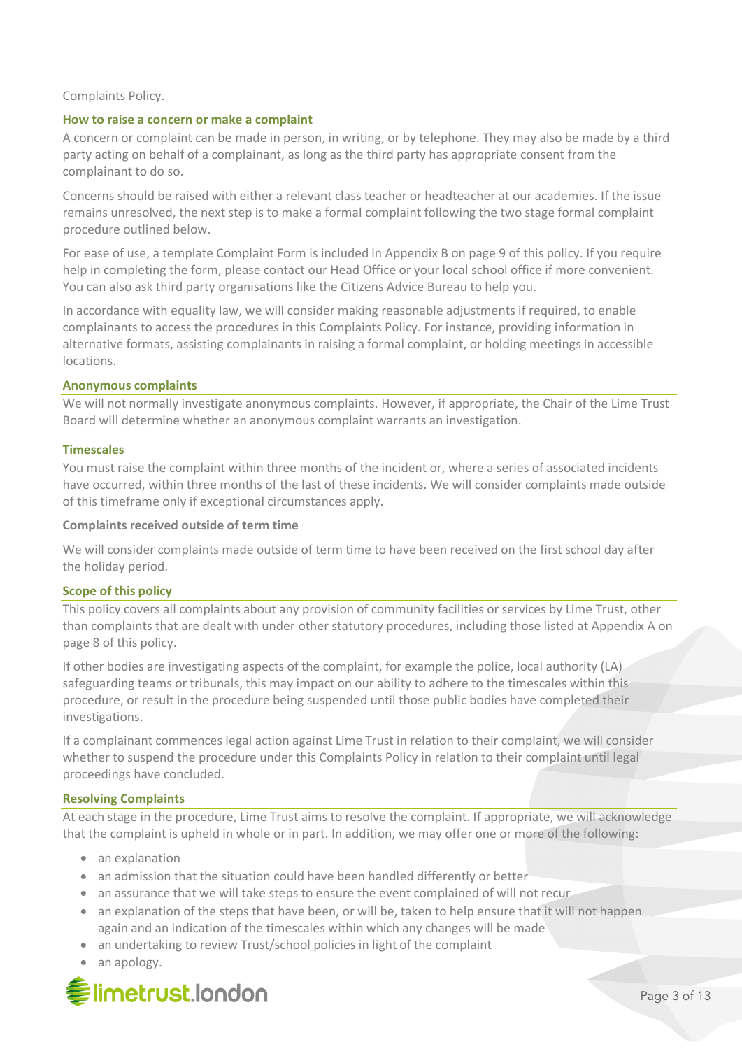Complaints Policy.

## How to raise a concern or make a complaint

A concern or complaint can be made in person, in writing, or by telephone. They may also be made by a third party acting on behalf of a complainant, as long as the third party has appropriate consent from the complainant to do so.

Concerns should be raised with either a relevant class teacher or headteacher at our academies. If the issue remains unresolved, the next step is to make a formal complaint following the two stage formal complaint procedure outlined below.

For ease of use, a template Complaint Form is included in Appendix B on page 9 of this policy. If you require help in completing the form, please contact our Head Office or your local school office if more convenient. You can also ask third party organisations like the Citizens Advice Bureau to help you.

In accordance with equality law, we will consider making reasonable adjustments if required, to enable complainants to access the procedures in this Complaints Policy. For instance, providing information in alternative formats, assisting complainants in raising a formal complaint, or holding meetings in accessible locations.

## Anonymous complaints

We will not normally investigate anonymous complaints. However, if appropriate, the Chair of the Lime Trust Board will determine whether an anonymous complaint warrants an investigation.

## Timescales

You must raise the complaint within three months of the incident or, where a series of associated incidents have occurred, within three months of the last of these incidents. We will consider complaints made outside of this timeframe only if exceptional circumstances apply.

### Complaints received outside of term time

We will consider complaints made outside of term time to have been received on the first school day after the holiday period.

## Scope of this policy

This policy covers all complaints about any provision of community facilities or services by Lime Trust, other than complaints that are dealt with under other statutory procedures, including those listed at Appendix A on page 8 of this policy.

If other bodies are investigating aspects of the complaint, for example the police, local authority (LA) safeguarding teams or tribunals, this may impact on our ability to adhere to the timescales within this procedure, or result in the procedure being suspended until those public bodies have completed their investigations.

If a complainant commences legal action against Lime Trust in relation to their complaint, we will consider whether to suspend the procedure under this Complaints Policy in relation to their complaint until legal proceedings have concluded.

## Resolving Complaints

At each stage in the procedure, Lime Trust aims to resolve the complaint. If appropriate, we will acknowledge that the complaint is upheld in whole or in part. In addition, we may offer one or more of the following:

- an explanation
- an admission that the situation could have been handled differently or better
- an assurance that we will take steps to ensure the event complained of will not recur
- an explanation of the steps that have been, or will be, taken to help ensure that it will not happen again and an indication of the timescales within which any changes will be made
- an undertaking to review Trust/school policies in light of the complaint
- an apology.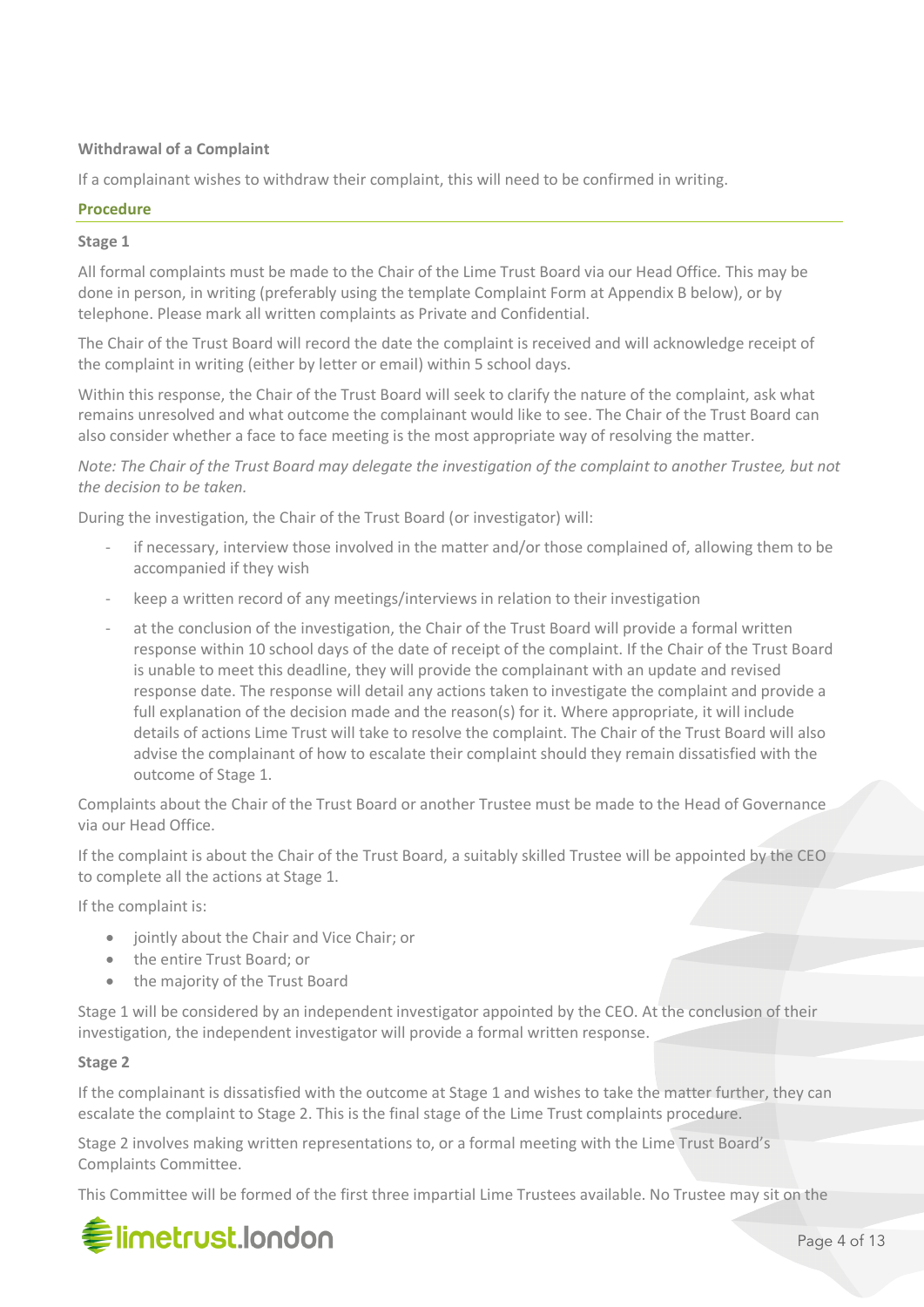**Withdrawal of a Complaint**

If a complainant wishes to withdraw their complaint, this will need to be confirmed in writing.

## Procedure

**Stage 1**

All formal complaints must be made to the Chair of the Lime Trust Board via our Head Office. This may be done in person, in writing (preferably using the template Complaint Form at Appendix B below), or by telephone. Please mark all written complaints as Private and Confidential.

The Chair of the Trust Board will record the date the complaint is received and will acknowledge receipt of the complaint in writing (either by letter or email) within 5 school days.

Within this response, the Chair of the Trust Board will seek to clarify the nature of the complaint, ask what remains unresolved and what outcome the complainant would like to see. The Chair of the Trust Board can also consider whether a face to face meeting is the most appropriate way of resolving the matter.

*Note: The Chair of the Trust Board may delegate the investigation of the complaint to another Trustee, but not the decision to be taken.*

During the investigation, the Chair of the Trust Board (or investigator) will:

- if necessary, interview those involved in the matter and/or those complained of, allowing them to be accompanied if they wish
- keep a written record of any meetings/interviews in relation to their investigation
- at the conclusion of the investigation, the Chair of the Trust Board will provide a formal written response within 10 school days of the date of receipt of the complaint. If the Chair of the Trust Board is unable to meet this deadline, they will provide the complainant with an update and revised response date. The response will detail any actions taken to investigate the complaint and provide a full explanation of the decision made and the reason(s) for it. Where appropriate, it will include details of actions Lime Trust will take to resolve the complaint. The Chair of the Trust Board will also advise the complainant of how to escalate their complaint should they remain dissatisfied with the outcome of Stage 1.

Complaints about the Chair of the Trust Board or another Trustee must be made to the Head of Governance via our Head Office.

If the complaint is about the Chair of the Trust Board, a suitably skilled Trustee will be appointed by the CEO to complete all the actions at Stage 1.

If the complaint is:

- jointly about the Chair and Vice Chair; or
- the entire Trust Board; or
- the majority of the Trust Board

Stage 1 will be considered by an independent investigator appointed by the CEO. At the conclusion of their investigation, the independent investigator will provide a formal written response.

**Stage 2**

If the complainant is dissatisfied with the outcome at Stage 1 and wishes to take the matter further, they can escalate the complaint to Stage 2. This is the final stage of the Lime Trust complaints procedure.

Stage 2 involves making written representations to, or a formal meeting with the Lime Trust Board's Complaints Committee.

This Committee will be formed of the first three impartial Lime Trustees available. No Trustee may sit on the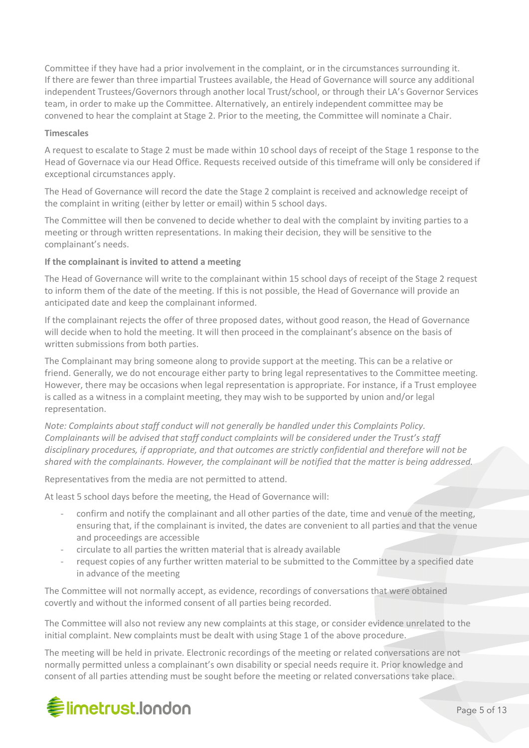Committee if they have had a prior involvement in the complaint, or in the circumstances surrounding it. If there are fewer than three impartial Trustees available, the Head of Governance will source any additional independent Trustees/Governors through another local Trust/school, or through their LA's Governor Services team, in order to make up the Committee. Alternatively, an entirely independent committee may be convened to hear the complaint at Stage 2. Prior to the meeting, the Committee will nominate a Chair.

**Timescales**

A request to escalate to Stage 2 must be made within 10 school days of receipt of the Stage 1 response to the Head of Governace via our Head Office. Requests received outside of this timeframe will only be considered if exceptional circumstances apply.

The Head of Governance will record the date the Stage 2 complaint is received and acknowledge receipt of the complaint in writing (either by letter or email) within 5 school days.

The Committee will then be convened to decide whether to deal with the complaint by inviting parties to a meeting or through written representations. In making their decision, they will be sensitive to the complainant's needs.

**If the complainant is invited to attend a meeting**

The Head of Governance will write to the complainant within 15 school days of receipt of the Stage 2 request to inform them of the date of the meeting. If this is not possible, the Head of Governance will provide an anticipated date and keep the complainant informed.

If the complainant rejects the offer of three proposed dates, without good reason, the Head of Governance will decide when to hold the meeting. It will then proceed in the complainant's absence on the basis of written submissions from both parties.

The Complainant may bring someone along to provide support at the meeting. This can be a relative or friend. Generally, we do not encourage either party to bring legal representatives to the Committee meeting. However, there may be occasions when legal representation is appropriate. For instance, if a Trust employee is called as a witness in a complaint meeting, they may wish to be supported by union and/or legal representation.

*Note: Complaints about staff conduct will not generally be handled under this Complaints Policy. Complainants will be advised that staff conduct complaints will be considered under the Trust's staff disciplinary procedures, if appropriate, and that outcomes are strictly confidential and therefore will not be shared with the complainants. However, the complainant will be notified that the matter is being addressed.*

Representatives from the media are not permitted to attend.

At least 5 school days before the meeting, the Head of Governance will:

- confirm and notify the complainant and all other parties of the date, time and venue of the meeting, ensuring that, if the complainant is invited, the dates are convenient to all parties and that the venue and proceedings are accessible
- circulate to all parties the written material that is already available
- request copies of any further written material to be submitted to the Committee by a specified date in advance of the meeting

The Committee will not normally accept, as evidence, recordings of conversations that were obtained covertly and without the informed consent of all parties being recorded.

The Committee will also not review any new complaints at this stage, or consider evidence unrelated to the initial complaint. New complaints must be dealt with using Stage 1 of the above procedure.

The meeting will be held in private. Electronic recordings of the meeting or related conversations are not normally permitted unless a complainant's own disability or special needs require it. Prior knowledge and consent of all parties attending must be sought before the meeting or related conversations take place.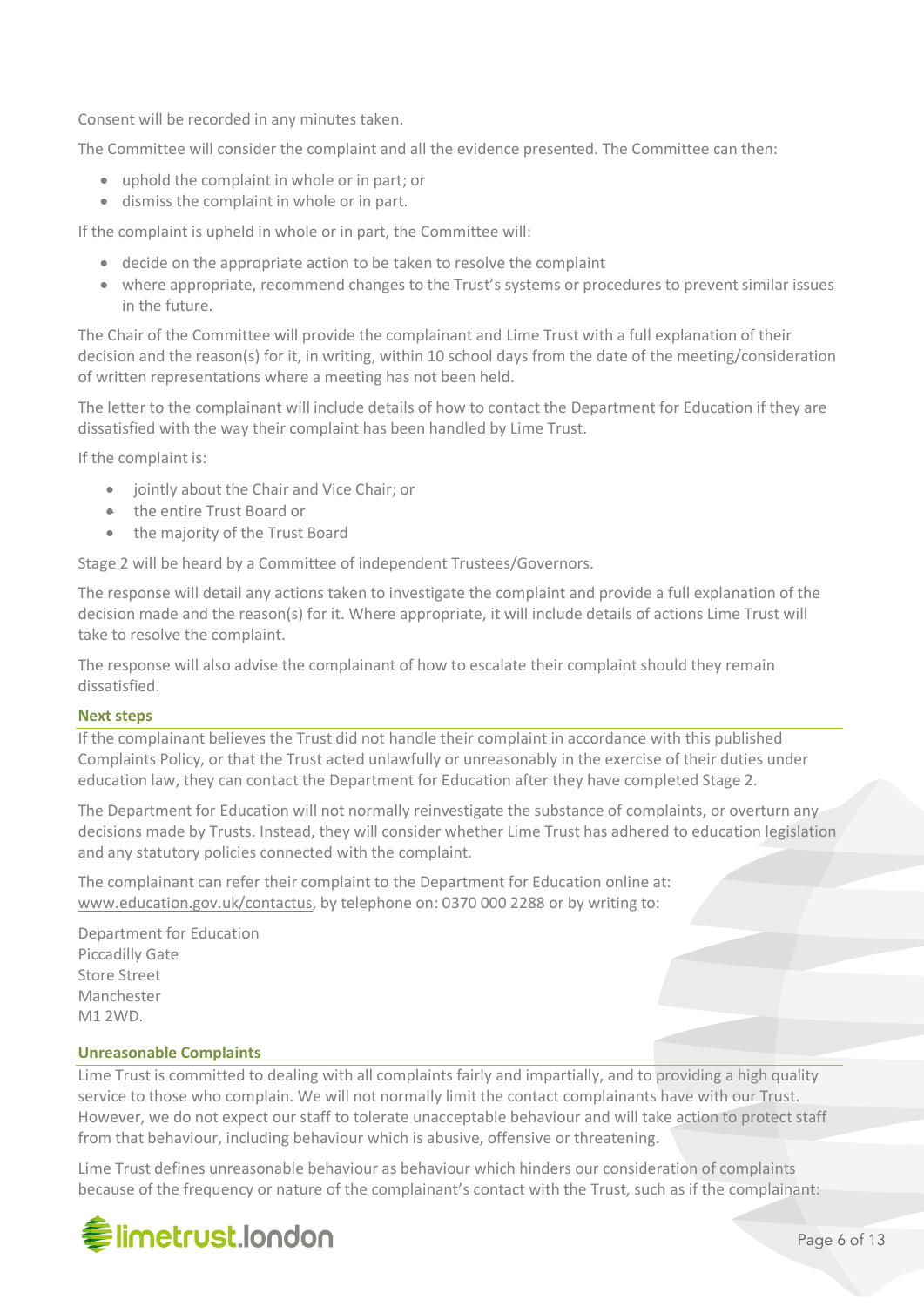Consent will be recorded in any minutes taken.

The Committee will consider the complaint and all the evidence presented. The Committee can then:

- uphold the complaint in whole or in part; or
- dismiss the complaint in whole or in part.

If the complaint is upheld in whole or in part, the Committee will:

- decide on the appropriate action to be taken to resolve the complaint
- where appropriate, recommend changes to the Trust's systems or procedures to prevent similar issues in the future.

The Chair of the Committee will provide the complainant and Lime Trust with a full explanation of their decision and the reason(s) for it, in writing, within 10 school days from the date of the meeting/consideration of written representations where a meeting has not been held.

The letter to the complainant will include details of how to contact the Department for Education if they are dissatisfied with the way their complaint has been handled by Lime Trust.

If the complaint is:

- jointly about the Chair and Vice Chair; or
- the entire Trust Board or
- the majority of the Trust Board

Stage 2 will be heard by a Committee of independent Trustees/Governors.

The response will detail any actions taken to investigate the complaint and provide a full explanation of the decision made and the reason(s) for it. Where appropriate, it will include details of actions Lime Trust will take to resolve the complaint.

The response will also advise the complainant of how to escalate their complaint should they remain dissatisfied.

### Next steps

If the complainant believes the Trust did not handle their complaint in accordance with this published Complaints Policy, or that the Trust acted unlawfully or unreasonably in the exercise of their duties under education law, they can contact the Department for Education after they have completed Stage 2.

The Department for Education will not normally reinvestigate the substance of complaints, or overturn any decisions made by Trusts. Instead, they will consider whether Lime Trust has adhered to education legislation and any statutory policies connected with the complaint.

The complainant can refer their complaint to the Department for Education online at: www.education.gov.uk/contactus, by telephone on: 0370 000 2288 or by writing to:

Department for Education
Piccadilly Gate
Store Street
Manchester
M1 2WD.

### Unreasonable Complaints

Lime Trust is committed to dealing with all complaints fairly and impartially, and to providing a high quality service to those who complain. We will not normally limit the contact complainants have with our Trust. However, we do not expect our staff to tolerate unacceptable behaviour and will take action to protect staff from that behaviour, including behaviour which is abusive, offensive or threatening.

Lime Trust defines unreasonable behaviour as behaviour which hinders our consideration of complaints because of the frequency or nature of the complainant's contact with the Trust, such as if the complainant: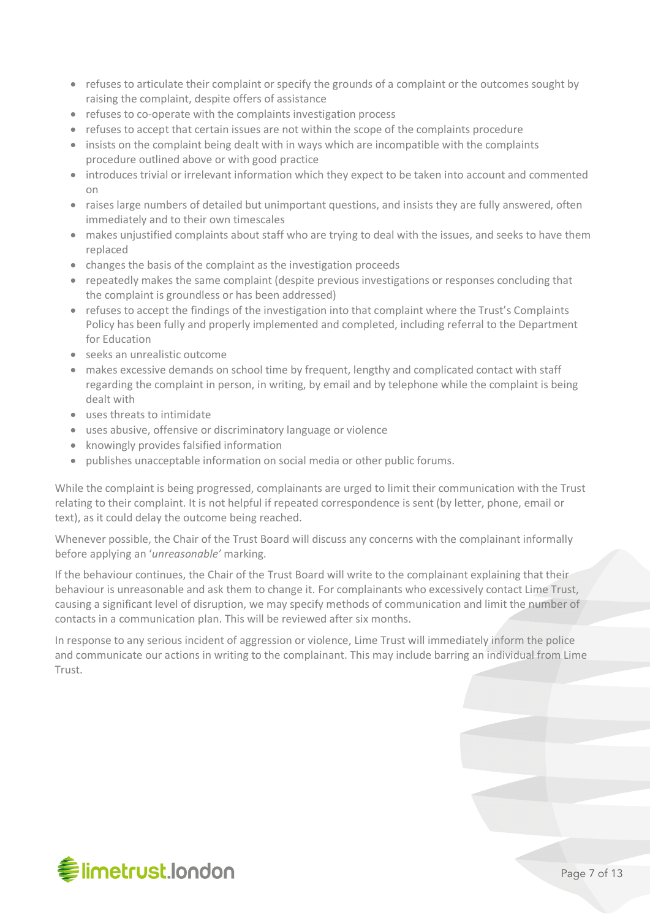- refuses to articulate their complaint or specify the grounds of a complaint or the outcomes sought by raising the complaint, despite offers of assistance
- refuses to co-operate with the complaints investigation process
- refuses to accept that certain issues are not within the scope of the complaints procedure
- insists on the complaint being dealt with in ways which are incompatible with the complaints procedure outlined above or with good practice
- introduces trivial or irrelevant information which they expect to be taken into account and commented on
- raises large numbers of detailed but unimportant questions, and insists they are fully answered, often immediately and to their own timescales
- makes unjustified complaints about staff who are trying to deal with the issues, and seeks to have them replaced
- changes the basis of the complaint as the investigation proceeds
- repeatedly makes the same complaint (despite previous investigations or responses concluding that the complaint is groundless or has been addressed)
- refuses to accept the findings of the investigation into that complaint where the Trust's Complaints Policy has been fully and properly implemented and completed, including referral to the Department for Education
- seeks an unrealistic outcome
- makes excessive demands on school time by frequent, lengthy and complicated contact with staff regarding the complaint in person, in writing, by email and by telephone while the complaint is being dealt with
- uses threats to intimidate
- uses abusive, offensive or discriminatory language or violence
- knowingly provides falsified information
- publishes unacceptable information on social media or other public forums.

While the complaint is being progressed, complainants are urged to limit their communication with the Trust relating to their complaint. It is not helpful if repeated correspondence is sent (by letter, phone, email or text), as it could delay the outcome being reached.

Whenever possible, the Chair of the Trust Board will discuss any concerns with the complainant informally before applying an '*unreasonable'* marking.

If the behaviour continues, the Chair of the Trust Board will write to the complainant explaining that their behaviour is unreasonable and ask them to change it. For complainants who excessively contact Lime Trust, causing a significant level of disruption, we may specify methods of communication and limit the number of contacts in a communication plan. This will be reviewed after six months.

In response to any serious incident of aggression or violence, Lime Trust will immediately inform the police and communicate our actions in writing to the complainant. This may include barring an individual from Lime Trust.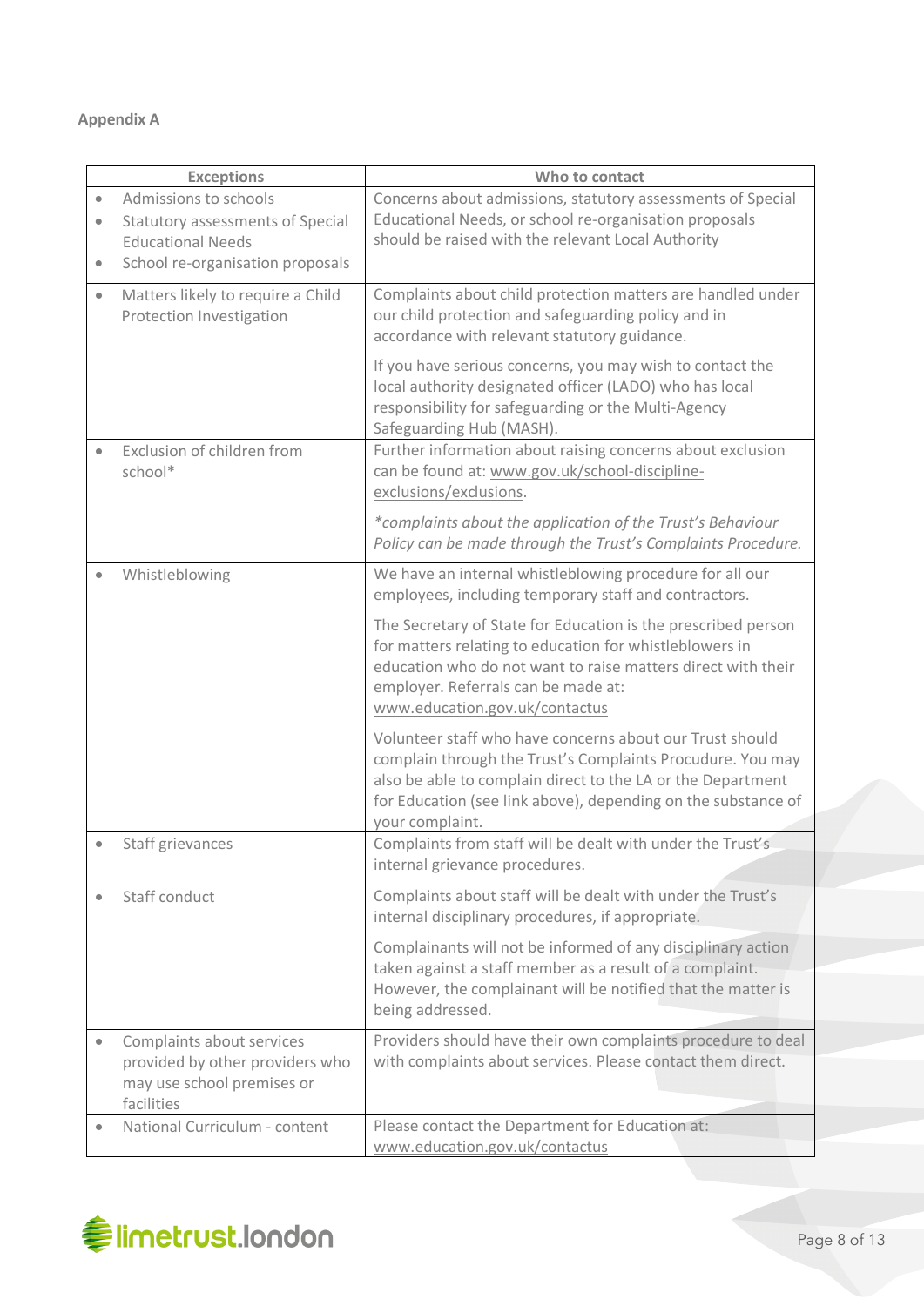**Appendix A**

| Exceptions | Who to contact |
|---|---|
| • Admissions to schools<br>• Statutory assessments of Special Educational Needs<br>• School re-organisation proposals | Concerns about admissions, statutory assessments of Special Educational Needs, or school re-organisation proposals should be raised with the relevant Local Authority |
| • Matters likely to require a Child Protection Investigation | Complaints about child protection matters are handled under our child protection and safeguarding policy and in accordance with relevant statutory guidance.<br><br>If you have serious concerns, you may wish to contact the local authority designated officer (LADO) who has local responsibility for safeguarding or the Multi-Agency Safeguarding Hub (MASH). |
| • Exclusion of children from school* | Further information about raising concerns about exclusion can be found at: www.gov.uk/school-discipline-exclusions/exclusions.<br><br>*\*complaints about the application of the Trust's Behaviour Policy can be made through the Trust's Complaints Procedure.* |
| • Whistleblowing | We have an internal whistleblowing procedure for all our employees, including temporary staff and contractors.<br><br>The Secretary of State for Education is the prescribed person for matters relating to education for whistleblowers in education who do not want to raise matters direct with their employer. Referrals can be made at: www.education.gov.uk/contactus<br><br>Volunteer staff who have concerns about our Trust should complain through the Trust's Complaints Procudure. You may also be able to complain direct to the LA or the Department for Education (see link above), depending on the substance of your complaint. |
| • Staff grievances | Complaints from staff will be dealt with under the Trust's internal grievance procedures. |
| • Staff conduct | Complaints about staff will be dealt with under the Trust's internal disciplinary procedures, if appropriate.<br><br>Complainants will not be informed of any disciplinary action taken against a staff member as a result of a complaint. However, the complainant will be notified that the matter is being addressed. |
| • Complaints about services provided by other providers who may use school premises or facilities | Providers should have their own complaints procedure to deal with complaints about services. Please contact them direct. |
| • National Curriculum - content | Please contact the Department for Education at: www.education.gov.uk/contactus |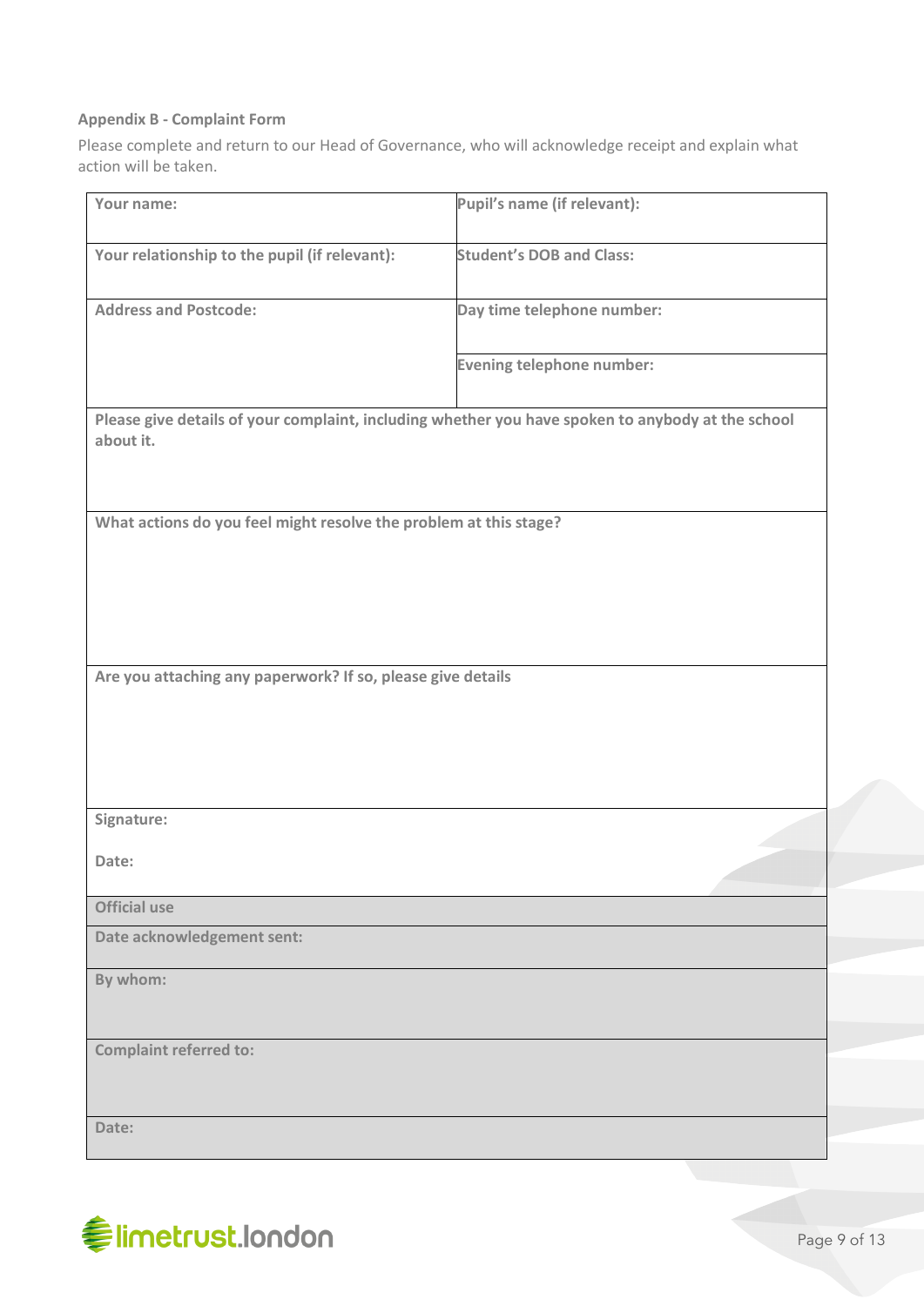**Appendix B - Complaint Form**

Please complete and return to our Head of Governance, who will acknowledge receipt and explain what action will be taken.

| | |
|---|---|
| **Your name:** | **Pupil's name (if relevant):** |
| **Your relationship to the pupil (if relevant):** | **Student's DOB and Class:** |
| **Address and Postcode:** | **Day time telephone number:** |
| | **Evening telephone number:** |
| **Please give details of your complaint, including whether you have spoken to anybody at the school about it.** | |
| **What actions do you feel might resolve the problem at this stage?** | |
| **Are you attaching any paperwork? If so, please give details** | |
| **Signature:**<br><br>**Date:** | |
| **Official use** | |
| **Date acknowledgement sent:** | |
| **By whom:** | |
| **Complaint referred to:** | |
| **Date:** | |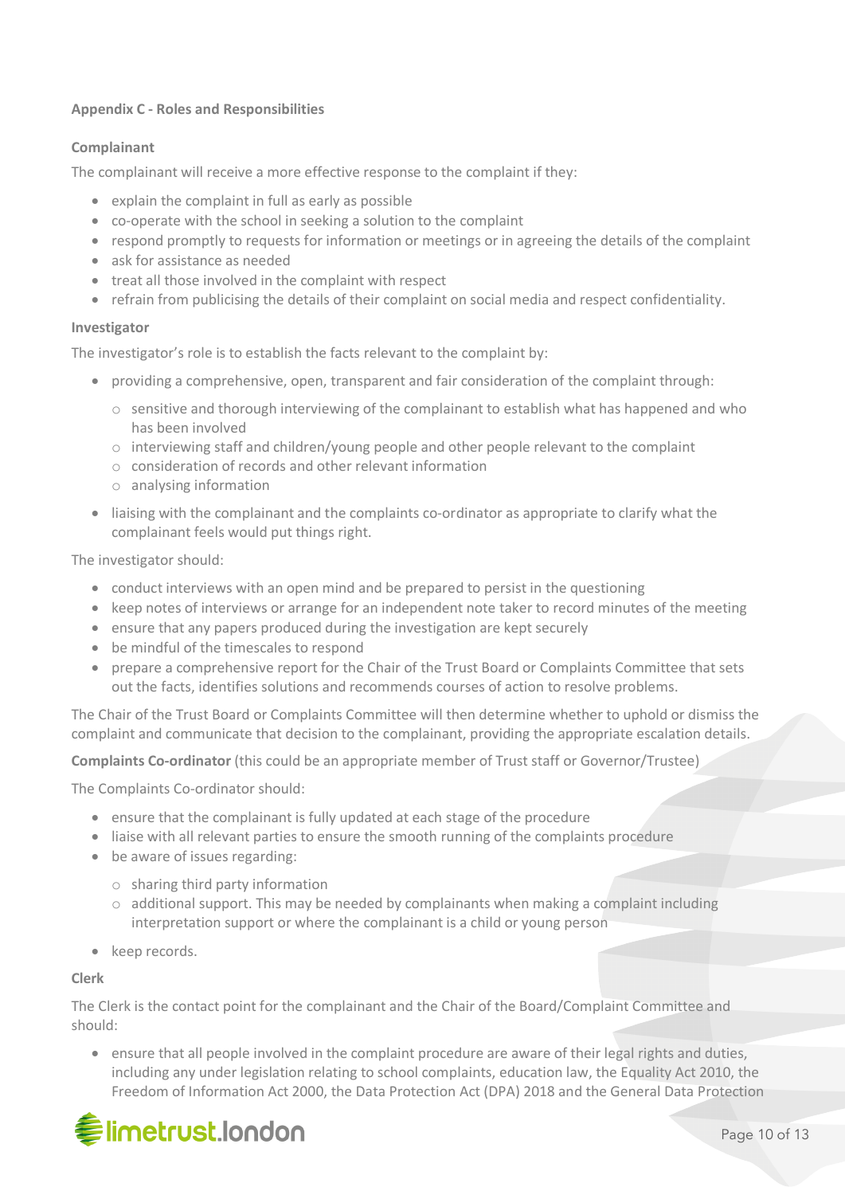### Appendix C - Roles and Responsibilities

**Complainant**

The complainant will receive a more effective response to the complaint if they:

- explain the complaint in full as early as possible
- co-operate with the school in seeking a solution to the complaint
- respond promptly to requests for information or meetings or in agreeing the details of the complaint
- ask for assistance as needed
- treat all those involved in the complaint with respect
- refrain from publicising the details of their complaint on social media and respect confidentiality.

**Investigator**

The investigator's role is to establish the facts relevant to the complaint by:

- providing a comprehensive, open, transparent and fair consideration of the complaint through:
  - sensitive and thorough interviewing of the complainant to establish what has happened and who has been involved
  - interviewing staff and children/young people and other people relevant to the complaint
  - consideration of records and other relevant information
  - analysing information
- liaising with the complainant and the complaints co-ordinator as appropriate to clarify what the complainant feels would put things right.

The investigator should:

- conduct interviews with an open mind and be prepared to persist in the questioning
- keep notes of interviews or arrange for an independent note taker to record minutes of the meeting
- ensure that any papers produced during the investigation are kept securely
- be mindful of the timescales to respond
- prepare a comprehensive report for the Chair of the Trust Board or Complaints Committee that sets out the facts, identifies solutions and recommends courses of action to resolve problems.

The Chair of the Trust Board or Complaints Committee will then determine whether to uphold or dismiss the complaint and communicate that decision to the complainant, providing the appropriate escalation details.

**Complaints Co-ordinator** (this could be an appropriate member of Trust staff or Governor/Trustee)

The Complaints Co-ordinator should:

- ensure that the complainant is fully updated at each stage of the procedure
- liaise with all relevant parties to ensure the smooth running of the complaints procedure
- be aware of issues regarding:
  - sharing third party information
  - additional support. This may be needed by complainants when making a complaint including interpretation support or where the complainant is a child or young person
- keep records.

**Clerk**

The Clerk is the contact point for the complainant and the Chair of the Board/Complaint Committee and should:

- ensure that all people involved in the complaint procedure are aware of their legal rights and duties, including any under legislation relating to school complaints, education law, the Equality Act 2010, the Freedom of Information Act 2000, the Data Protection Act (DPA) 2018 and the General Data Protection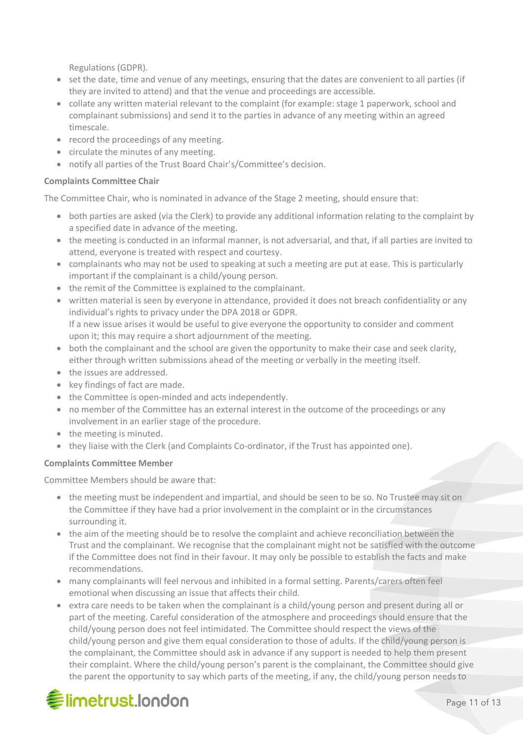Regulations (GDPR).

- set the date, time and venue of any meetings, ensuring that the dates are convenient to all parties (if they are invited to attend) and that the venue and proceedings are accessible.
- collate any written material relevant to the complaint (for example: stage 1 paperwork, school and complainant submissions) and send it to the parties in advance of any meeting within an agreed timescale.
- record the proceedings of any meeting.
- circulate the minutes of any meeting.
- notify all parties of the Trust Board Chair's/Committee's decision.

**Complaints Committee Chair**

The Committee Chair, who is nominated in advance of the Stage 2 meeting, should ensure that:

- both parties are asked (via the Clerk) to provide any additional information relating to the complaint by a specified date in advance of the meeting.
- the meeting is conducted in an informal manner, is not adversarial, and that, if all parties are invited to attend, everyone is treated with respect and courtesy.
- complainants who may not be used to speaking at such a meeting are put at ease. This is particularly important if the complainant is a child/young person.
- the remit of the Committee is explained to the complainant.
- written material is seen by everyone in attendance, provided it does not breach confidentiality or any individual's rights to privacy under the DPA 2018 or GDPR.
  If a new issue arises it would be useful to give everyone the opportunity to consider and comment upon it; this may require a short adjournment of the meeting.
- both the complainant and the school are given the opportunity to make their case and seek clarity, either through written submissions ahead of the meeting or verbally in the meeting itself.
- the issues are addressed.
- key findings of fact are made.
- the Committee is open-minded and acts independently.
- no member of the Committee has an external interest in the outcome of the proceedings or any involvement in an earlier stage of the procedure.
- the meeting is minuted.
- they liaise with the Clerk (and Complaints Co-ordinator, if the Trust has appointed one).

**Complaints Committee Member**

Committee Members should be aware that:

- the meeting must be independent and impartial, and should be seen to be so. No Trustee may sit on the Committee if they have had a prior involvement in the complaint or in the circumstances surrounding it.
- the aim of the meeting should be to resolve the complaint and achieve reconciliation between the Trust and the complainant. We recognise that the complainant might not be satisfied with the outcome if the Committee does not find in their favour. It may only be possible to establish the facts and make recommendations.
- many complainants will feel nervous and inhibited in a formal setting. Parents/carers often feel emotional when discussing an issue that affects their child.
- extra care needs to be taken when the complainant is a child/young person and present during all or part of the meeting. Careful consideration of the atmosphere and proceedings should ensure that the child/young person does not feel intimidated. The Committee should respect the views of the child/young person and give them equal consideration to those of adults. If the child/young person is the complainant, the Committee should ask in advance if any support is needed to help them present their complaint. Where the child/young person's parent is the complainant, the Committee should give the parent the opportunity to say which parts of the meeting, if any, the child/young person needs to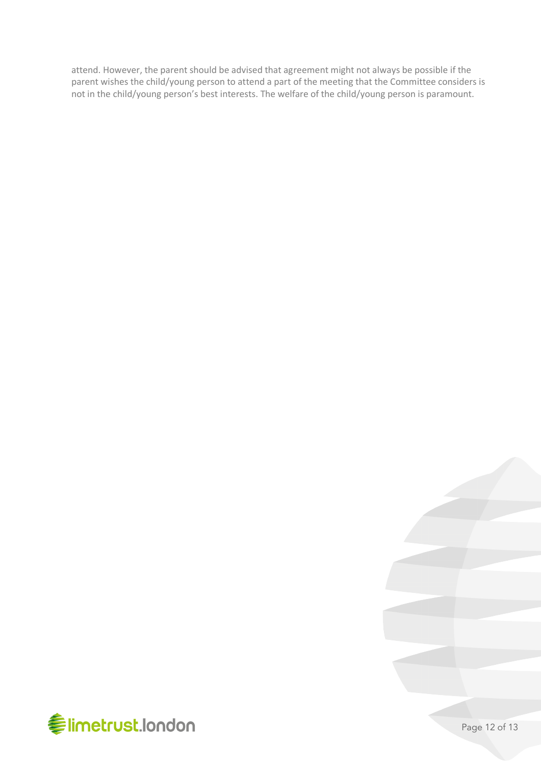attend. However, the parent should be advised that agreement might not always be possible if the parent wishes the child/young person to attend a part of the meeting that the Committee considers is not in the child/young person's best interests. The welfare of the child/young person is paramount.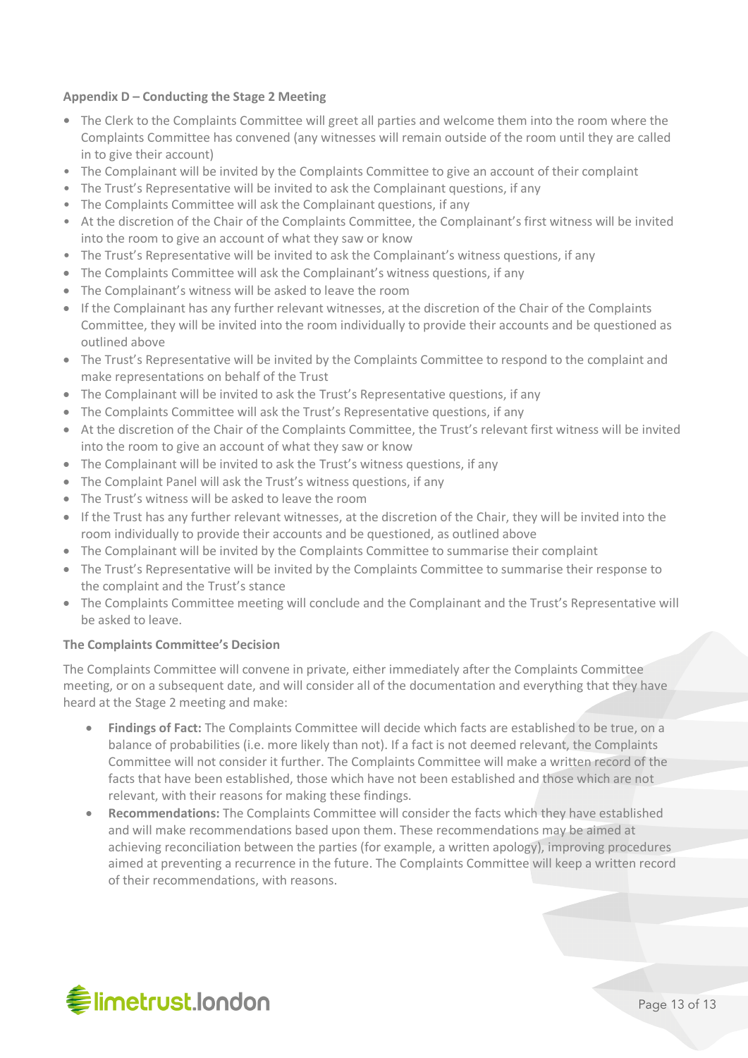### Appendix D – Conducting the Stage 2 Meeting

- The Clerk to the Complaints Committee will greet all parties and welcome them into the room where the Complaints Committee has convened (any witnesses will remain outside of the room until they are called in to give their account)
- The Complainant will be invited by the Complaints Committee to give an account of their complaint
- The Trust's Representative will be invited to ask the Complainant questions, if any
- The Complaints Committee will ask the Complainant questions, if any
- At the discretion of the Chair of the Complaints Committee, the Complainant's first witness will be invited into the room to give an account of what they saw or know
- The Trust's Representative will be invited to ask the Complainant's witness questions, if any
- The Complaints Committee will ask the Complainant's witness questions, if any
- The Complainant's witness will be asked to leave the room
- If the Complainant has any further relevant witnesses, at the discretion of the Chair of the Complaints Committee, they will be invited into the room individually to provide their accounts and be questioned as outlined above
- The Trust's Representative will be invited by the Complaints Committee to respond to the complaint and make representations on behalf of the Trust
- The Complainant will be invited to ask the Trust's Representative questions, if any
- The Complaints Committee will ask the Trust's Representative questions, if any
- At the discretion of the Chair of the Complaints Committee, the Trust's relevant first witness will be invited into the room to give an account of what they saw or know
- The Complainant will be invited to ask the Trust's witness questions, if any
- The Complaint Panel will ask the Trust's witness questions, if any
- The Trust's witness will be asked to leave the room
- If the Trust has any further relevant witnesses, at the discretion of the Chair, they will be invited into the room individually to provide their accounts and be questioned, as outlined above
- The Complainant will be invited by the Complaints Committee to summarise their complaint
- The Trust's Representative will be invited by the Complaints Committee to summarise their response to the complaint and the Trust's stance
- The Complaints Committee meeting will conclude and the Complainant and the Trust's Representative will be asked to leave.

### The Complaints Committee's Decision

The Complaints Committee will convene in private, either immediately after the Complaints Committee meeting, or on a subsequent date, and will consider all of the documentation and everything that they have heard at the Stage 2 meeting and make:

- **Findings of Fact:** The Complaints Committee will decide which facts are established to be true, on a balance of probabilities (i.e. more likely than not). If a fact is not deemed relevant, the Complaints Committee will not consider it further. The Complaints Committee will make a written record of the facts that have been established, those which have not been established and those which are not relevant, with their reasons for making these findings.
- **Recommendations:** The Complaints Committee will consider the facts which they have established and will make recommendations based upon them. These recommendations may be aimed at achieving reconciliation between the parties (for example, a written apology), improving procedures aimed at preventing a recurrence in the future. The Complaints Committee will keep a written record of their recommendations, with reasons.